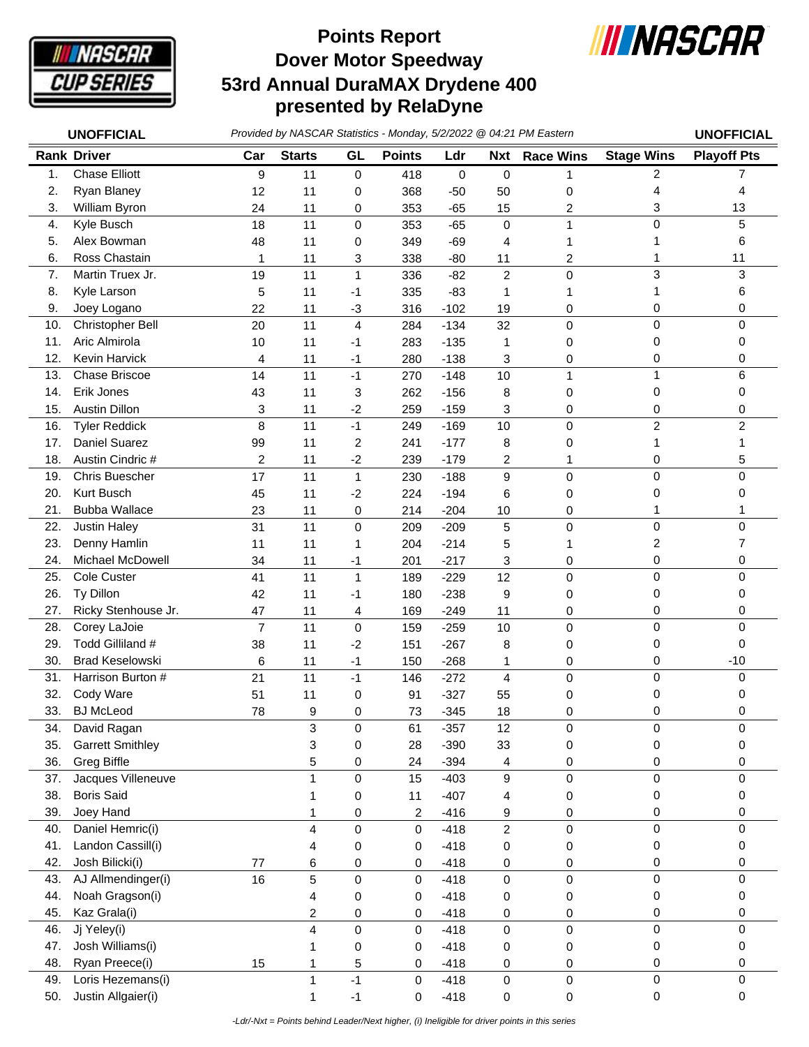# Points Report
# Dover Motor Speedway
# 53rd Annual DuraMAX Drydene 400 presented by RelaDyne

**UNOFFICIAL** *Provided by NASCAR Statistics - Monday, 5/2/2022 @ 04:21 PM Eastern* **UNOFFICIAL**

| Rank | Driver | Car | Starts | GL | Points | Ldr | Nxt | Race Wins | Stage Wins | Playoff Pts |
|---|---|---|---|---|---|---|---|---|---|---|
| 1. | Chase Elliott | 9 | 11 | 0 | 418 | 0 | 0 | 1 | 2 | 7 |
| 2. | Ryan Blaney | 12 | 11 | 0 | 368 | -50 | 50 | 0 | 4 | 4 |
| 3. | William Byron | 24 | 11 | 0 | 353 | -65 | 15 | 2 | 3 | 13 |
| 4. | Kyle Busch | 18 | 11 | 0 | 353 | -65 | 0 | 1 | 0 | 5 |
| 5. | Alex Bowman | 48 | 11 | 0 | 349 | -69 | 4 | 1 | 1 | 6 |
| 6. | Ross Chastain | 1 | 11 | 3 | 338 | -80 | 11 | 2 | 1 | 11 |
| 7. | Martin Truex Jr. | 19 | 11 | 1 | 336 | -82 | 2 | 0 | 3 | 3 |
| 8. | Kyle Larson | 5 | 11 | -1 | 335 | -83 | 1 | 1 | 1 | 6 |
| 9. | Joey Logano | 22 | 11 | -3 | 316 | -102 | 19 | 0 | 0 | 0 |
| 10. | Christopher Bell | 20 | 11 | 4 | 284 | -134 | 32 | 0 | 0 | 0 |
| 11. | Aric Almirola | 10 | 11 | -1 | 283 | -135 | 1 | 0 | 0 | 0 |
| 12. | Kevin Harvick | 4 | 11 | -1 | 280 | -138 | 3 | 0 | 0 | 0 |
| 13. | Chase Briscoe | 14 | 11 | -1 | 270 | -148 | 10 | 1 | 1 | 6 |
| 14. | Erik Jones | 43 | 11 | 3 | 262 | -156 | 8 | 0 | 0 | 0 |
| 15. | Austin Dillon | 3 | 11 | -2 | 259 | -159 | 3 | 0 | 0 | 0 |
| 16. | Tyler Reddick | 8 | 11 | -1 | 249 | -169 | 10 | 0 | 2 | 2 |
| 17. | Daniel Suarez | 99 | 11 | 2 | 241 | -177 | 8 | 0 | 1 | 1 |
| 18. | Austin Cindric # | 2 | 11 | -2 | 239 | -179 | 2 | 1 | 0 | 5 |
| 19. | Chris Buescher | 17 | 11 | 1 | 230 | -188 | 9 | 0 | 0 | 0 |
| 20. | Kurt Busch | 45 | 11 | -2 | 224 | -194 | 6 | 0 | 0 | 0 |
| 21. | Bubba Wallace | 23 | 11 | 0 | 214 | -204 | 10 | 0 | 1 | 1 |
| 22. | Justin Haley | 31 | 11 | 0 | 209 | -209 | 5 | 0 | 0 | 0 |
| 23. | Denny Hamlin | 11 | 11 | 1 | 204 | -214 | 5 | 1 | 2 | 7 |
| 24. | Michael McDowell | 34 | 11 | -1 | 201 | -217 | 3 | 0 | 0 | 0 |
| 25. | Cole Custer | 41 | 11 | 1 | 189 | -229 | 12 | 0 | 0 | 0 |
| 26. | Ty Dillon | 42 | 11 | -1 | 180 | -238 | 9 | 0 | 0 | 0 |
| 27. | Ricky Stenhouse Jr. | 47 | 11 | 4 | 169 | -249 | 11 | 0 | 0 | 0 |
| 28. | Corey LaJoie | 7 | 11 | 0 | 159 | -259 | 10 | 0 | 0 | 0 |
| 29. | Todd Gilliland # | 38 | 11 | -2 | 151 | -267 | 8 | 0 | 0 | 0 |
| 30. | Brad Keselowski | 6 | 11 | -1 | 150 | -268 | 1 | 0 | 0 | -10 |
| 31. | Harrison Burton # | 21 | 11 | -1 | 146 | -272 | 4 | 0 | 0 | 0 |
| 32. | Cody Ware | 51 | 11 | 0 | 91 | -327 | 55 | 0 | 0 | 0 |
| 33. | BJ McLeod | 78 | 9 | 0 | 73 | -345 | 18 | 0 | 0 | 0 |
| 34. | David Ragan | | 3 | 0 | 61 | -357 | 12 | 0 | 0 | 0 |
| 35. | Garrett Smithley | | 3 | 0 | 28 | -390 | 33 | 0 | 0 | 0 |
| 36. | Greg Biffle | | 5 | 0 | 24 | -394 | 4 | 0 | 0 | 0 |
| 37. | Jacques Villeneuve | | 1 | 0 | 15 | -403 | 9 | 0 | 0 | 0 |
| 38. | Boris Said | | 1 | 0 | 11 | -407 | 4 | 0 | 0 | 0 |
| 39. | Joey Hand | | 1 | 0 | 2 | -416 | 9 | 0 | 0 | 0 |
| 40. | Daniel Hemric(i) | | 4 | 0 | 0 | -418 | 2 | 0 | 0 | 0 |
| 41. | Landon Cassill(i) | | 4 | 0 | 0 | -418 | 0 | 0 | 0 | 0 |
| 42. | Josh Bilicki(i) | 77 | 6 | 0 | 0 | -418 | 0 | 0 | 0 | 0 |
| 43. | AJ Allmendinger(i) | 16 | 5 | 0 | 0 | -418 | 0 | 0 | 0 | 0 |
| 44. | Noah Gragson(i) | | 4 | 0 | 0 | -418 | 0 | 0 | 0 | 0 |
| 45. | Kaz Grala(i) | | 2 | 0 | 0 | -418 | 0 | 0 | 0 | 0 |
| 46. | Jj Yeley(i) | | 4 | 0 | 0 | -418 | 0 | 0 | 0 | 0 |
| 47. | Josh Williams(i) | | 1 | 0 | 0 | -418 | 0 | 0 | 0 | 0 |
| 48. | Ryan Preece(i) | 15 | 1 | 5 | 0 | -418 | 0 | 0 | 0 | 0 |
| 49. | Loris Hezemans(i) | | 1 | -1 | 0 | -418 | 0 | 0 | 0 | 0 |
| 50. | Justin Allgaier(i) | | 1 | -1 | 0 | -418 | 0 | 0 | 0 | 0 |

*-Ldr/-Nxt = Points behind Leader/Next higher, (i) Ineligible for driver points in this series*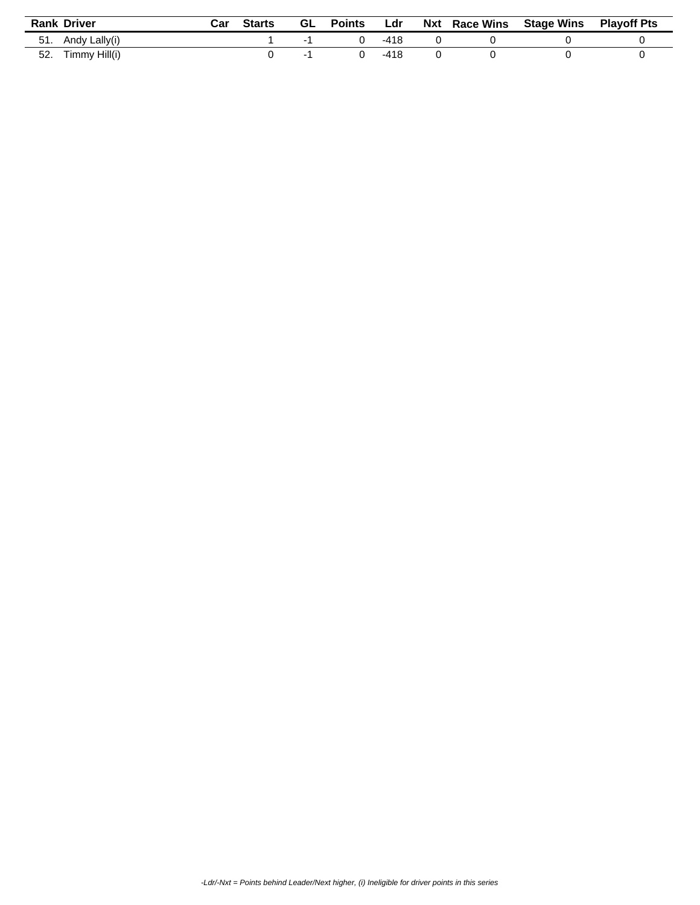| Rank | Driver | Car | Starts | GL | Points | Ldr | Nxt | Race Wins | Stage Wins | Playoff Pts |
|---|---|---|---|---|---|---|---|---|---|---|
| 51. | Andy Lally(i) | | 1 | -1 | 0 | -418 | 0 | 0 | 0 | 0 |
| 52. | Timmy Hill(i) | | 0 | -1 | 0 | -418 | 0 | 0 | 0 | 0 |

*-Ldr/-Nxt = Points behind Leader/Next higher, (i) Ineligible for driver points in this series*